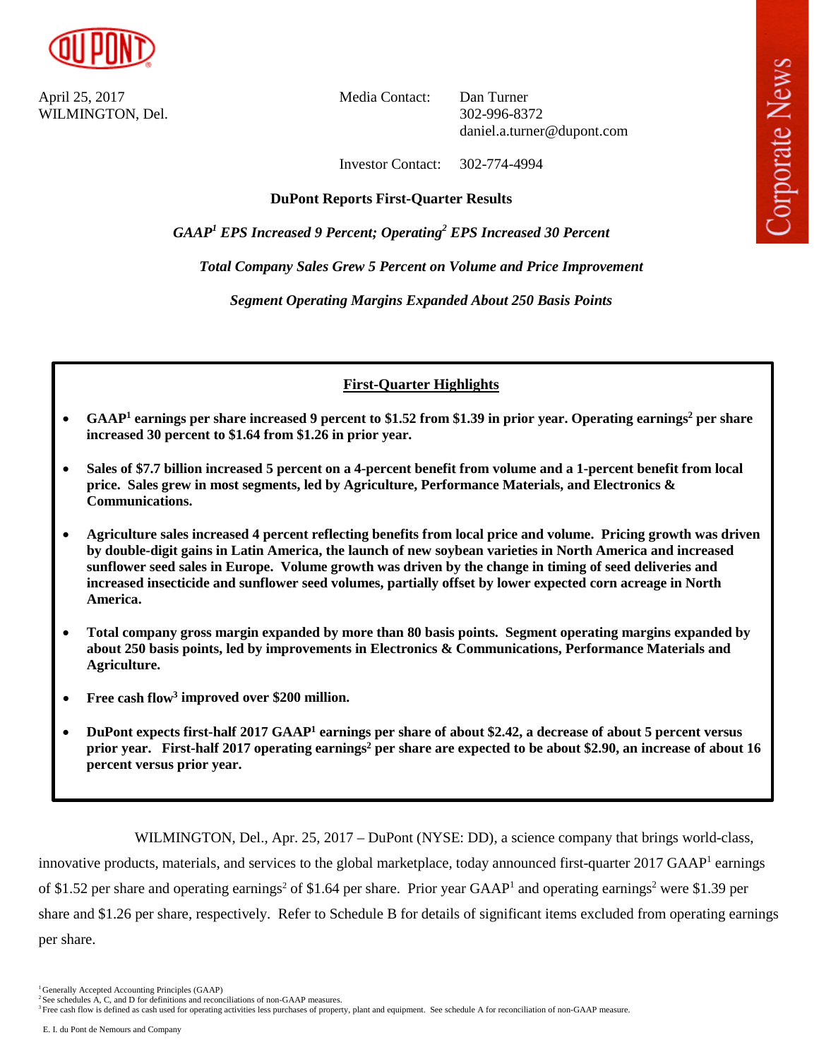April 25, 2017
WILMINGTON, Del.

Media Contact: Dan Turner
302-996-8372
daniel.a.turner@dupont.com

Investor Contact: 302-774-4994

**DuPont Reports First-Quarter Results**

***GAAP[1] EPS Increased 9 Percent; Operating[2] EPS Increased 30 Percent***

***Total Company Sales Grew 5 Percent on Volume and Price Improvement***

***Segment Operating Margins Expanded About 250 Basis Points***

## First-Quarter Highlights

- **GAAP[1] earnings per share increased 9 percent to $1.52 from $1.39 in prior year. Operating earnings[2] per share increased 30 percent to $1.64 from $1.26 in prior year.**
- **Sales of $7.7 billion increased 5 percent on a 4-percent benefit from volume and a 1-percent benefit from local price. Sales grew in most segments, led by Agriculture, Performance Materials, and Electronics & Communications.**
- **Agriculture sales increased 4 percent reflecting benefits from local price and volume. Pricing growth was driven by double-digit gains in Latin America, the launch of new soybean varieties in North America and increased sunflower seed sales in Europe. Volume growth was driven by the change in timing of seed deliveries and increased insecticide and sunflower seed volumes, partially offset by lower expected corn acreage in North America.**
- **Total company gross margin expanded by more than 80 basis points. Segment operating margins expanded by about 250 basis points, led by improvements in Electronics & Communications, Performance Materials and Agriculture.**
- **Free cash flow[3] improved over $200 million.**
- **DuPont expects first-half 2017 GAAP[1] earnings per share of about $2.42, a decrease of about 5 percent versus prior year. First-half 2017 operating earnings[2] per share are expected to be about $2.90, an increase of about 16 percent versus prior year.**

WILMINGTON, Del., Apr. 25, 2017 – DuPont (NYSE: DD), a science company that brings world-class, innovative products, materials, and services to the global marketplace, today announced first-quarter 2017 GAAP[1] earnings of $1.52 per share and operating earnings[2] of $1.64 per share. Prior year GAAP[1] and operating earnings[2] were $1.39 per share and $1.26 per share, respectively. Refer to Schedule B for details of significant items excluded from operating earnings per share.

[1] Generally Accepted Accounting Principles (GAAP)
[2] See schedules A, C, and D for definitions and reconciliations of non-GAAP measures.
[3] Free cash flow is defined as cash used for operating activities less purchases of property, plant and equipment. See schedule A for reconciliation of non-GAAP measure.

E. I. du Pont de Nemours and Company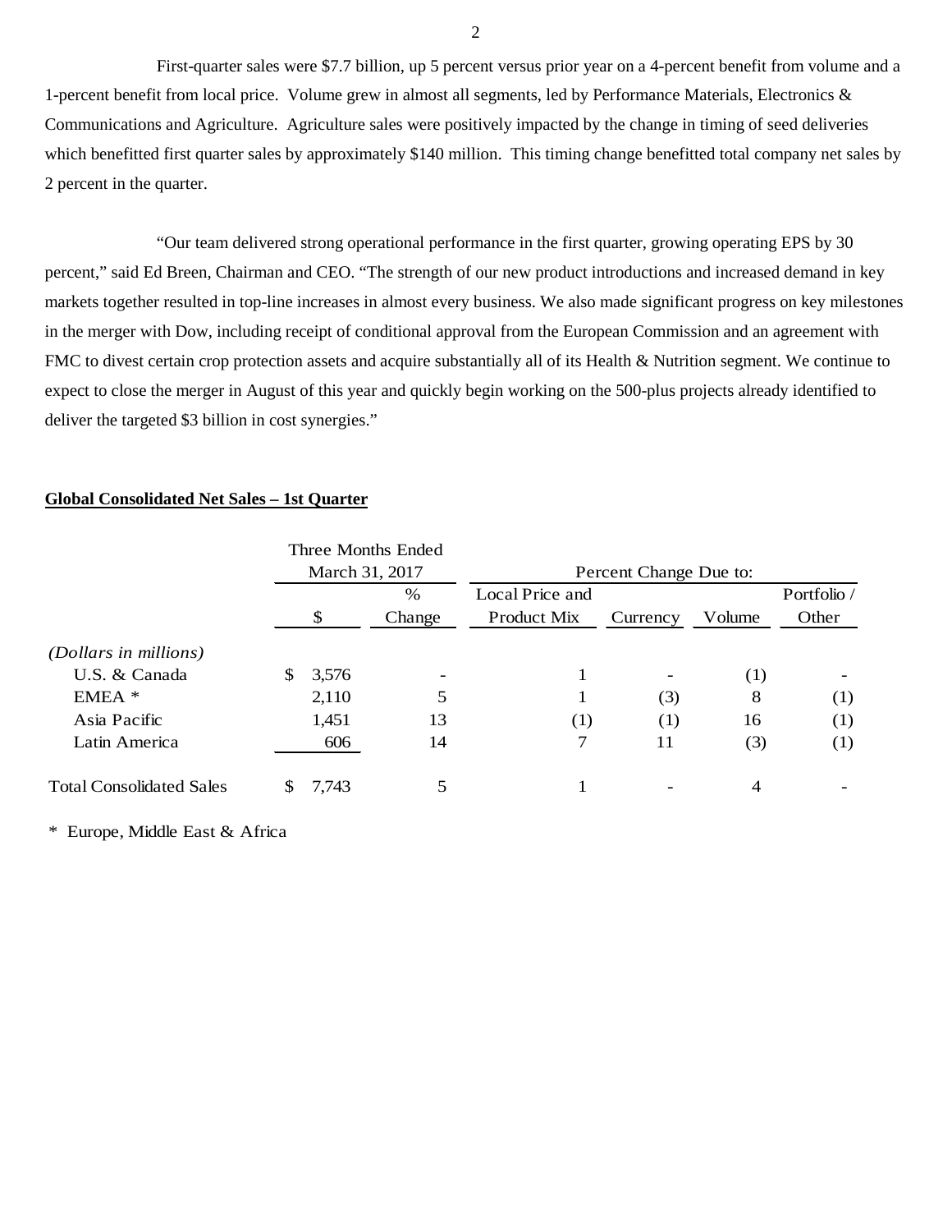First-quarter sales were $7.7 billion, up 5 percent versus prior year on a 4-percent benefit from volume and a 1-percent benefit from local price. Volume grew in almost all segments, led by Performance Materials, Electronics & Communications and Agriculture. Agriculture sales were positively impacted by the change in timing of seed deliveries which benefitted first quarter sales by approximately $140 million. This timing change benefitted total company net sales by 2 percent in the quarter.

"Our team delivered strong operational performance in the first quarter, growing operating EPS by 30 percent," said Ed Breen, Chairman and CEO. "The strength of our new product introductions and increased demand in key markets together resulted in top-line increases in almost every business. We also made significant progress on key milestones in the merger with Dow, including receipt of conditional approval from the European Commission and an agreement with FMC to divest certain crop protection assets and acquire substantially all of its Health & Nutrition segment. We continue to expect to close the merger in August of this year and quickly begin working on the 500-plus projects already identified to deliver the targeted $3 billion in cost synergies."

**Global Consolidated Net Sales – 1st Quarter**

| | Three Months Ended March 31, 2017 | | Percent Change Due to: | | | |
|---|---|---|---|---|---|---|
| | $ | % Change | Local Price and Product Mix | Currency | Volume | Portfolio / Other |
| *(Dollars in millions)* | | | | | | |
| U.S. & Canada | $ 3,576 | - | 1 | - | (1) | - |
| EMEA * | 2,110 | 5 | 1 | (3) | 8 | (1) |
| Asia Pacific | 1,451 | 13 | (1) | (1) | 16 | (1) |
| Latin America | 606 | 14 | 7 | 11 | (3) | (1) |
| Total Consolidated Sales | $ 7,743 | 5 | 1 | - | 4 | - |

* Europe, Middle East & Africa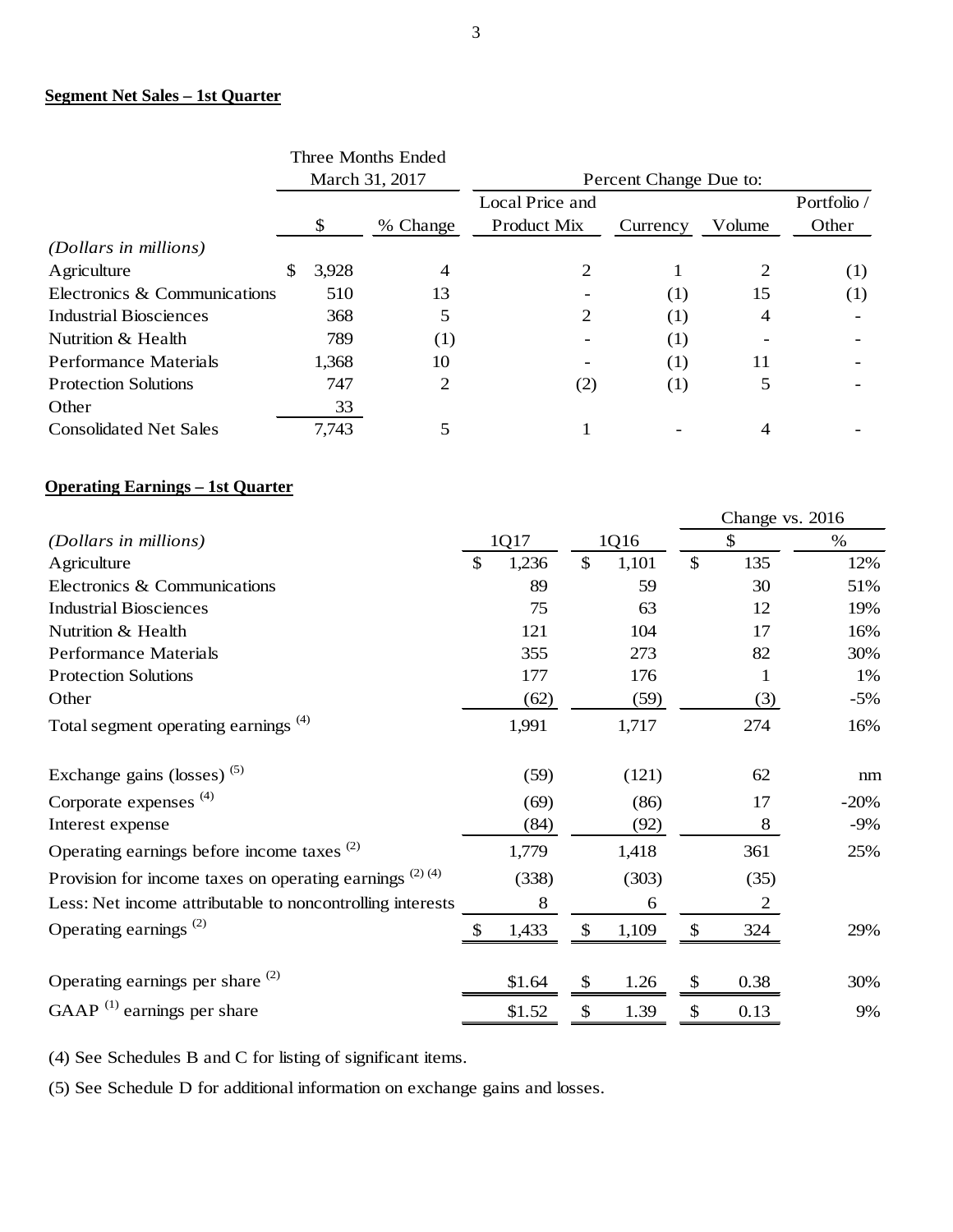**Segment Net Sales – 1st Quarter**

| | Three Months Ended March 31, 2017 | | Percent Change Due to: | | | |
|---|---|---|---|---|---|---|
| | $ | % Change | Local Price and Product Mix | Currency | Volume | Portfolio / Other |
| *(Dollars in millions)* | | | | | | |
| Agriculture | $ 3,928 | 4 | 2 | 1 | 2 | (1) |
| Electronics & Communications | 510 | 13 | - | (1) | 15 | (1) |
| Industrial Biosciences | 368 | 5 | 2 | (1) | 4 | - |
| Nutrition & Health | 789 | (1) | - | (1) | - | - |
| Performance Materials | 1,368 | 10 | - | (1) | 11 | - |
| Protection Solutions | 747 | 2 | (2) | (1) | 5 | - |
| Other | 33 | | | | | |
| Consolidated Net Sales | 7,743 | 5 | 1 | - | 4 | - |

**Operating Earnings – 1st Quarter**

| | | | Change vs. 2016 | |
|---|---|---|---|---|
| *(Dollars in millions)* | 1Q17 | 1Q16 | $ | % |
| Agriculture | $ 1,236 | $ 1,101 | $ 135 | 12% |
| Electronics & Communications | 89 | 59 | 30 | 51% |
| Industrial Biosciences | 75 | 63 | 12 | 19% |
| Nutrition & Health | 121 | 104 | 17 | 16% |
| Performance Materials | 355 | 273 | 82 | 30% |
| Protection Solutions | 177 | 176 | 1 | 1% |
| Other | (62) | (59) | (3) | -5% |
| Total segment operating earnings (4) | 1,991 | 1,717 | 274 | 16% |
| Exchange gains (losses) (5) | (59) | (121) | 62 | nm |
| Corporate expenses (4) | (69) | (86) | 17 | -20% |
| Interest expense | (84) | (92) | 8 | -9% |
| Operating earnings before income taxes (2) | 1,779 | 1,418 | 361 | 25% |
| Provision for income taxes on operating earnings (2) (4) | (338) | (303) | (35) | |
| Less: Net income attributable to noncontrolling interests | 8 | 6 | 2 | |
| Operating earnings (2) | $ 1,433 | $ 1,109 | $ 324 | 29% |
| Operating earnings per share (2) | $1.64 | $ 1.26 | $ 0.38 | 30% |
| GAAP (1) earnings per share | $1.52 | $ 1.39 | $ 0.13 | 9% |

(4) See Schedules B and C for listing of significant items.

(5) See Schedule D for additional information on exchange gains and losses.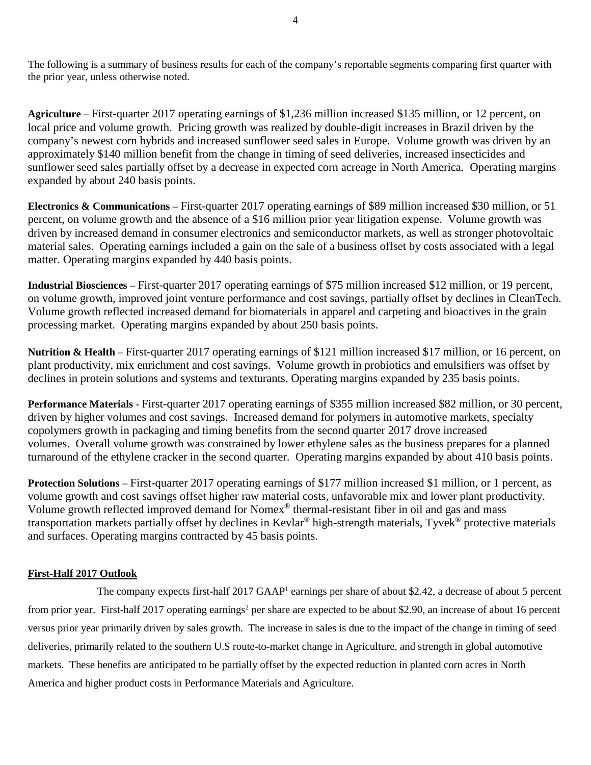The following is a summary of business results for each of the company's reportable segments comparing first quarter with the prior year, unless otherwise noted.

**Agriculture** – First-quarter 2017 operating earnings of $1,236 million increased $135 million, or 12 percent, on local price and volume growth. Pricing growth was realized by double-digit increases in Brazil driven by the company's newest corn hybrids and increased sunflower seed sales in Europe. Volume growth was driven by an approximately $140 million benefit from the change in timing of seed deliveries, increased insecticides and sunflower seed sales partially offset by a decrease in expected corn acreage in North America. Operating margins expanded by about 240 basis points.

**Electronics & Communications** – First-quarter 2017 operating earnings of $89 million increased $30 million, or 51 percent, on volume growth and the absence of a $16 million prior year litigation expense. Volume growth was driven by increased demand in consumer electronics and semiconductor markets, as well as stronger photovoltaic material sales. Operating earnings included a gain on the sale of a business offset by costs associated with a legal matter. Operating margins expanded by 440 basis points.

**Industrial Biosciences** – First-quarter 2017 operating earnings of $75 million increased $12 million, or 19 percent, on volume growth, improved joint venture performance and cost savings, partially offset by declines in CleanTech. Volume growth reflected increased demand for biomaterials in apparel and carpeting and bioactives in the grain processing market. Operating margins expanded by about 250 basis points.

**Nutrition & Health** – First-quarter 2017 operating earnings of $121 million increased $17 million, or 16 percent, on plant productivity, mix enrichment and cost savings. Volume growth in probiotics and emulsifiers was offset by declines in protein solutions and systems and texturants. Operating margins expanded by 235 basis points.

**Performance Materials** - First-quarter 2017 operating earnings of $355 million increased $82 million, or 30 percent, driven by higher volumes and cost savings. Increased demand for polymers in automotive markets, specialty copolymers growth in packaging and timing benefits from the second quarter 2017 drove increased volumes. Overall volume growth was constrained by lower ethylene sales as the business prepares for a planned turnaround of the ethylene cracker in the second quarter. Operating margins expanded by about 410 basis points.

**Protection Solutions** – First-quarter 2017 operating earnings of $177 million increased $1 million, or 1 percent, as volume growth and cost savings offset higher raw material costs, unfavorable mix and lower plant productivity. Volume growth reflected improved demand for Nomex® thermal-resistant fiber in oil and gas and mass transportation markets partially offset by declines in Kevlar® high-strength materials, Tyvek® protective materials and surfaces. Operating margins contracted by 45 basis points.

**First-Half 2017 Outlook**

The company expects first-half 2017 GAAP[1] earnings per share of about $2.42, a decrease of about 5 percent from prior year. First-half 2017 operating earnings[2] per share are expected to be about $2.90, an increase of about 16 percent versus prior year primarily driven by sales growth. The increase in sales is due to the impact of the change in timing of seed deliveries, primarily related to the southern U.S route-to-market change in Agriculture, and strength in global automotive markets. These benefits are anticipated to be partially offset by the expected reduction in planted corn acres in North America and higher product costs in Performance Materials and Agriculture.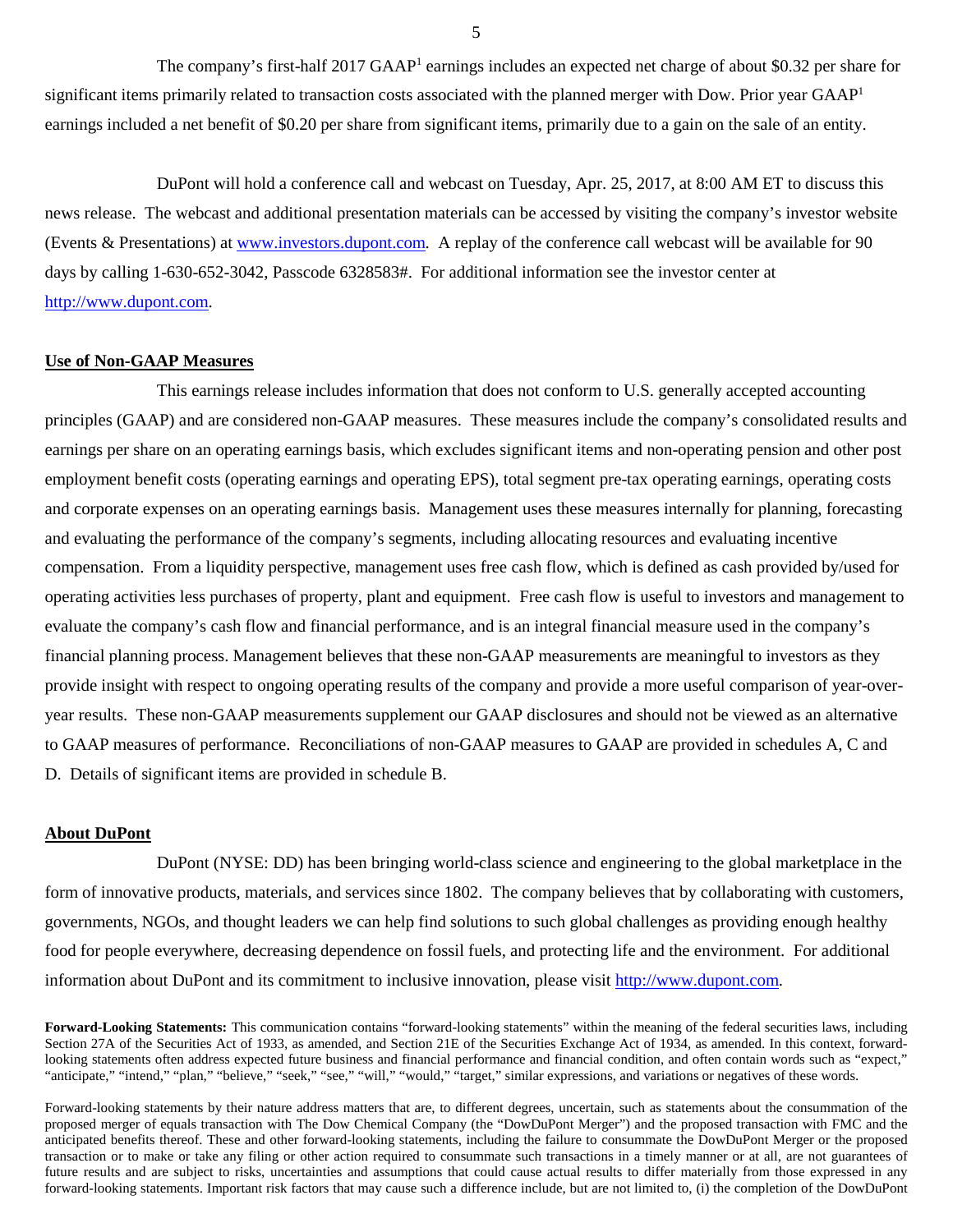The company's first-half 2017 GAAP[1] earnings includes an expected net charge of about $0.32 per share for significant items primarily related to transaction costs associated with the planned merger with Dow. Prior year GAAP[1] earnings included a net benefit of $0.20 per share from significant items, primarily due to a gain on the sale of an entity.

DuPont will hold a conference call and webcast on Tuesday, Apr. 25, 2017, at 8:00 AM ET to discuss this news release. The webcast and additional presentation materials can be accessed by visiting the company's investor website (Events & Presentations) at www.investors.dupont.com. A replay of the conference call webcast will be available for 90 days by calling 1-630-652-3042, Passcode 6328583#. For additional information see the investor center at http://www.dupont.com.

## Use of Non-GAAP Measures

This earnings release includes information that does not conform to U.S. generally accepted accounting principles (GAAP) and are considered non-GAAP measures. These measures include the company's consolidated results and earnings per share on an operating earnings basis, which excludes significant items and non-operating pension and other post employment benefit costs (operating earnings and operating EPS), total segment pre-tax operating earnings, operating costs and corporate expenses on an operating earnings basis. Management uses these measures internally for planning, forecasting and evaluating the performance of the company's segments, including allocating resources and evaluating incentive compensation. From a liquidity perspective, management uses free cash flow, which is defined as cash provided by/used for operating activities less purchases of property, plant and equipment. Free cash flow is useful to investors and management to evaluate the company's cash flow and financial performance, and is an integral financial measure used in the company's financial planning process. Management believes that these non-GAAP measurements are meaningful to investors as they provide insight with respect to ongoing operating results of the company and provide a more useful comparison of year-over-year results. These non-GAAP measurements supplement our GAAP disclosures and should not be viewed as an alternative to GAAP measures of performance. Reconciliations of non-GAAP measures to GAAP are provided in schedules A, C and D. Details of significant items are provided in schedule B.

## About DuPont

DuPont (NYSE: DD) has been bringing world-class science and engineering to the global marketplace in the form of innovative products, materials, and services since 1802. The company believes that by collaborating with customers, governments, NGOs, and thought leaders we can help find solutions to such global challenges as providing enough healthy food for people everywhere, decreasing dependence on fossil fuels, and protecting life and the environment. For additional information about DuPont and its commitment to inclusive innovation, please visit http://www.dupont.com.

**Forward-Looking Statements:** This communication contains "forward-looking statements" within the meaning of the federal securities laws, including Section 27A of the Securities Act of 1933, as amended, and Section 21E of the Securities Exchange Act of 1934, as amended. In this context, forward-looking statements often address expected future business and financial performance and financial condition, and often contain words such as "expect," "anticipate," "intend," "plan," "believe," "seek," "see," "will," "would," "target," similar expressions, and variations or negatives of these words.

Forward-looking statements by their nature address matters that are, to different degrees, uncertain, such as statements about the consummation of the proposed merger of equals transaction with The Dow Chemical Company (the "DowDuPont Merger") and the proposed transaction with FMC and the anticipated benefits thereof. These and other forward-looking statements, including the failure to consummate the DowDuPont Merger or the proposed transaction or to make or take any filing or other action required to consummate such transactions in a timely manner or at all, are not guarantees of future results and are subject to risks, uncertainties and assumptions that could cause actual results to differ materially from those expressed in any forward-looking statements. Important risk factors that may cause such a difference include, but are not limited to, (i) the completion of the DowDuPont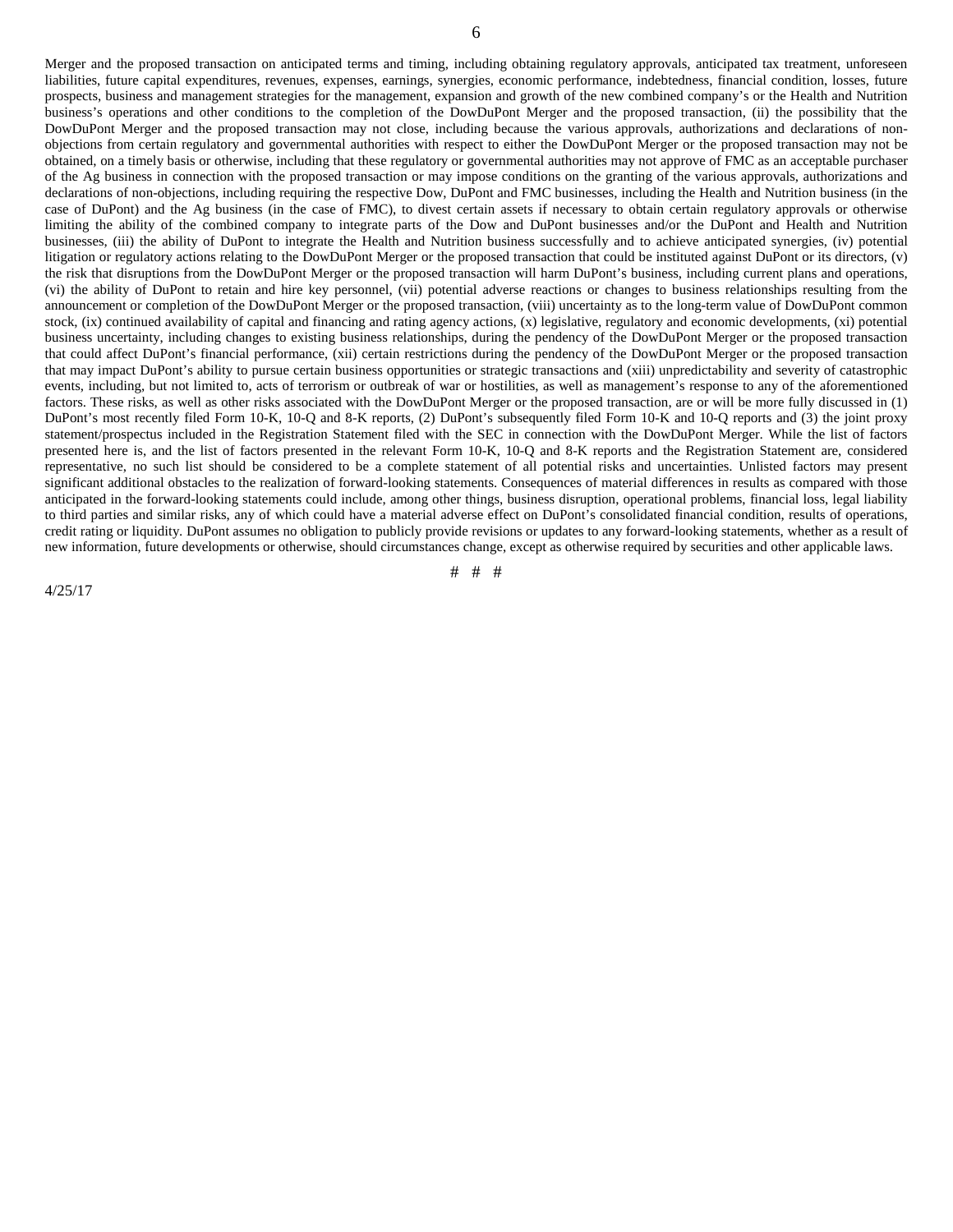Merger and the proposed transaction on anticipated terms and timing, including obtaining regulatory approvals, anticipated tax treatment, unforeseen liabilities, future capital expenditures, revenues, expenses, earnings, synergies, economic performance, indebtedness, financial condition, losses, future prospects, business and management strategies for the management, expansion and growth of the new combined company's or the Health and Nutrition business's operations and other conditions to the completion of the DowDuPont Merger and the proposed transaction, (ii) the possibility that the DowDuPont Merger and the proposed transaction may not close, including because the various approvals, authorizations and declarations of non-objections from certain regulatory and governmental authorities with respect to either the DowDuPont Merger or the proposed transaction may not be obtained, on a timely basis or otherwise, including that these regulatory or governmental authorities may not approve of FMC as an acceptable purchaser of the Ag business in connection with the proposed transaction or may impose conditions on the granting of the various approvals, authorizations and declarations of non-objections, including requiring the respective Dow, DuPont and FMC businesses, including the Health and Nutrition business (in the case of DuPont) and the Ag business (in the case of FMC), to divest certain assets if necessary to obtain certain regulatory approvals or otherwise limiting the ability of the combined company to integrate parts of the Dow and DuPont businesses and/or the DuPont and Health and Nutrition businesses, (iii) the ability of DuPont to integrate the Health and Nutrition business successfully and to achieve anticipated synergies, (iv) potential litigation or regulatory actions relating to the DowDuPont Merger or the proposed transaction that could be instituted against DuPont or its directors, (v) the risk that disruptions from the DowDuPont Merger or the proposed transaction will harm DuPont's business, including current plans and operations, (vi) the ability of DuPont to retain and hire key personnel, (vii) potential adverse reactions or changes to business relationships resulting from the announcement or completion of the DowDuPont Merger or the proposed transaction, (viii) uncertainty as to the long-term value of DowDuPont common stock, (ix) continued availability of capital and financing and rating agency actions, (x) legislative, regulatory and economic developments, (xi) potential business uncertainty, including changes to existing business relationships, during the pendency of the DowDuPont Merger or the proposed transaction that could affect DuPont's financial performance, (xii) certain restrictions during the pendency of the DowDuPont Merger or the proposed transaction that may impact DuPont's ability to pursue certain business opportunities or strategic transactions and (xiii) unpredictability and severity of catastrophic events, including, but not limited to, acts of terrorism or outbreak of war or hostilities, as well as management's response to any of the aforementioned factors. These risks, as well as other risks associated with the DowDuPont Merger or the proposed transaction, are or will be more fully discussed in (1) DuPont's most recently filed Form 10-K, 10-Q and 8-K reports, (2) DuPont's subsequently filed Form 10-K and 10-Q reports and (3) the joint proxy statement/prospectus included in the Registration Statement filed with the SEC in connection with the DowDuPont Merger. While the list of factors presented here is, and the list of factors presented in the relevant Form 10-K, 10-Q and 8-K reports and the Registration Statement are, considered representative, no such list should be considered to be a complete statement of all potential risks and uncertainties. Unlisted factors may present significant additional obstacles to the realization of forward-looking statements. Consequences of material differences in results as compared with those anticipated in the forward-looking statements could include, among other things, business disruption, operational problems, financial loss, legal liability to third parties and similar risks, any of which could have a material adverse effect on DuPont's consolidated financial condition, results of operations, credit rating or liquidity. DuPont assumes no obligation to publicly provide revisions or updates to any forward-looking statements, whether as a result of new information, future developments or otherwise, should circumstances change, except as otherwise required by securities and other applicable laws.

# # #

4/25/17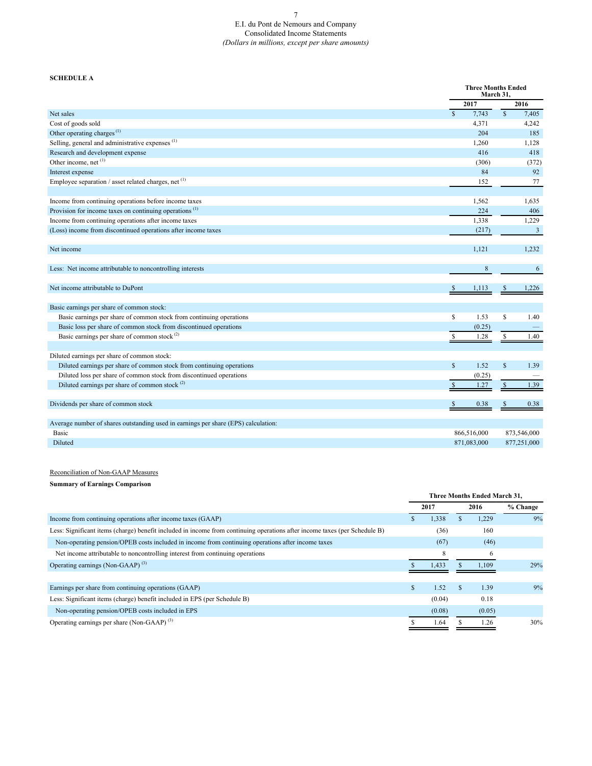E.I. du Pont de Nemours and Company
Consolidated Income Statements
*(Dollars in millions, except per share amounts)*

**SCHEDULE A**

| | Three Months Ended March 31, | |
|---|---|---|
| | 2017 | 2016 |
| Net sales | $ 7,743 | $ 7,405 |
| Cost of goods sold | 4,371 | 4,242 |
| Other operating charges [1] | 204 | 185 |
| Selling, general and administrative expenses [1] | 1,260 | 1,128 |
| Research and development expense | 416 | 418 |
| Other income, net [1] | (306) | (372) |
| Interest expense | 84 | 92 |
| Employee separation / asset related charges, net [1] | 152 | 77 |
| Income from continuing operations before income taxes | 1,562 | 1,635 |
| Provision for income taxes on continuing operations [1] | 224 | 406 |
| Income from continuing operations after income taxes | 1,338 | 1,229 |
| (Loss) income from discontinued operations after income taxes | (217) | 3 |
| Net income | 1,121 | 1,232 |
| Less: Net income attributable to noncontrolling interests | 8 | 6 |
| Net income attributable to DuPont | $ 1,113 | $ 1,226 |
| Basic earnings per share of common stock: | | |
| Basic earnings per share of common stock from continuing operations | $ 1.53 | $ 1.40 |
| Basic loss per share of common stock from discontinued operations | (0.25) | — |
| Basic earnings per share of common stock [2] | $ 1.28 | $ 1.40 |
| Diluted earnings per share of common stock: | | |
| Diluted earnings per share of common stock from continuing operations | $ 1.52 | $ 1.39 |
| Diluted loss per share of common stock from discontinued operations | (0.25) | — |
| Diluted earnings per share of common stock [2] | $ 1.27 | $ 1.39 |
| Dividends per share of common stock | $ 0.38 | $ 0.38 |
| Average number of shares outstanding used in earnings per share (EPS) calculation: | | |
| Basic | 866,516,000 | 873,546,000 |
| Diluted | 871,083,000 | 877,251,000 |

Reconciliation of Non-GAAP Measures

**Summary of Earnings Comparison**

| | Three Months Ended March 31, | | |
|---|---|---|---|
| | 2017 | 2016 | % Change |
| Income from continuing operations after income taxes (GAAP) | $ 1,338 | $ 1,229 | 9% |
| Less: Significant items (charge) benefit included in income from continuing operations after income taxes (per Schedule B) | (36) | 160 | |
| Non-operating pension/OPEB costs included in income from continuing operations after income taxes | (67) | (46) | |
| Net income attributable to noncontrolling interest from continuing operations | 8 | 6 | |
| Operating earnings (Non-GAAP) [3] | $ 1,433 | $ 1,109 | 29% |
| Earnings per share from continuing operations (GAAP) | $ 1.52 | $ 1.39 | 9% |
| Less: Significant items (charge) benefit included in EPS (per Schedule B) | (0.04) | 0.18 | |
| Non-operating pension/OPEB costs included in EPS | (0.08) | (0.05) | |
| Operating earnings per share (Non-GAAP) [3] | $ 1.64 | $ 1.26 | 30% |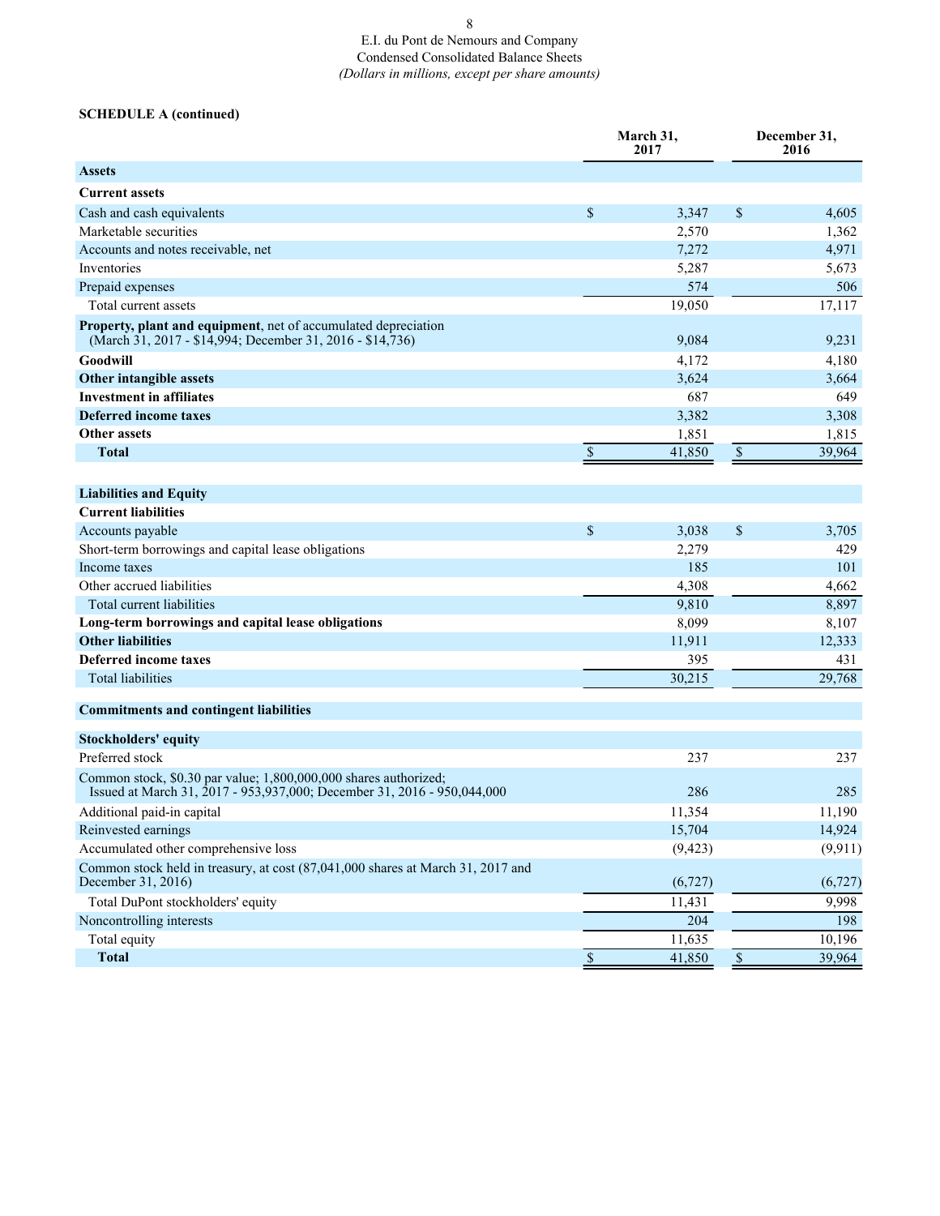E.I. du Pont de Nemours and Company
Condensed Consolidated Balance Sheets
*(Dollars in millions, except per share amounts)*

**SCHEDULE A (continued)**

| | March 31, 2017 | December 31, 2016 |
|---|---|---|
| **Assets** | | |
| **Current assets** | | |
| Cash and cash equivalents | $ 3,347 | $ 4,605 |
| Marketable securities | 2,570 | 1,362 |
| Accounts and notes receivable, net | 7,272 | 4,971 |
| Inventories | 5,287 | 5,673 |
| Prepaid expenses | 574 | 506 |
| Total current assets | 19,050 | 17,117 |
| **Property, plant and equipment**, net of accumulated depreciation (March 31, 2017 - $14,994; December 31, 2016 - $14,736) | 9,084 | 9,231 |
| **Goodwill** | 4,172 | 4,180 |
| **Other intangible assets** | 3,624 | 3,664 |
| **Investment in affiliates** | 687 | 649 |
| **Deferred income taxes** | 3,382 | 3,308 |
| **Other assets** | 1,851 | 1,815 |
| **Total** | $ 41,850 | $ 39,964 |
| | | |
| **Liabilities and Equity** | | |
| **Current liabilities** | | |
| Accounts payable | $ 3,038 | $ 3,705 |
| Short-term borrowings and capital lease obligations | 2,279 | 429 |
| Income taxes | 185 | 101 |
| Other accrued liabilities | 4,308 | 4,662 |
| Total current liabilities | 9,810 | 8,897 |
| **Long-term borrowings and capital lease obligations** | 8,099 | 8,107 |
| **Other liabilities** | 11,911 | 12,333 |
| **Deferred income taxes** | 395 | 431 |
| Total liabilities | 30,215 | 29,768 |
| | | |
| **Commitments and contingent liabilities** | | |
| | | |
| **Stockholders' equity** | | |
| Preferred stock | 237 | 237 |
| Common stock, $0.30 par value; 1,800,000,000 shares authorized; Issued at March 31, 2017 - 953,937,000; December 31, 2016 - 950,044,000 | 286 | 285 |
| Additional paid-in capital | 11,354 | 11,190 |
| Reinvested earnings | 15,704 | 14,924 |
| Accumulated other comprehensive loss | (9,423) | (9,911) |
| Common stock held in treasury, at cost (87,041,000 shares at March 31, 2017 and December 31, 2016) | (6,727) | (6,727) |
| Total DuPont stockholders' equity | 11,431 | 9,998 |
| Noncontrolling interests | 204 | 198 |
| Total equity | 11,635 | 10,196 |
| **Total** | $ 41,850 | $ 39,964 |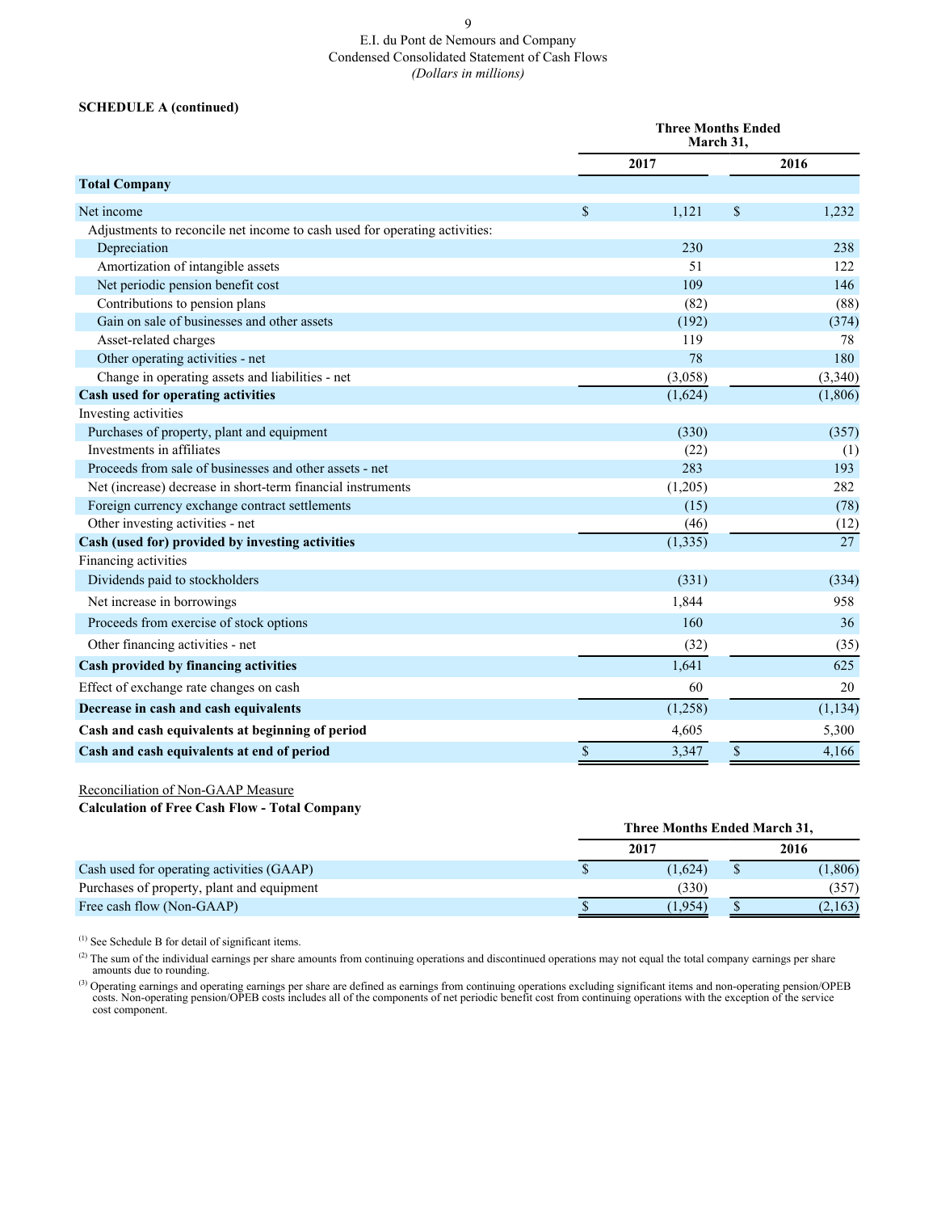E.I. du Pont de Nemours and Company
Condensed Consolidated Statement of Cash Flows
*(Dollars in millions)*

**SCHEDULE A (continued)**

| | Three Months Ended March 31, | |
|---|---|---|
| | **2017** | **2016** |
| **Total Company** | | |
| Net income | $ 1,121 | $ 1,232 |
| Adjustments to reconcile net income to cash used for operating activities: | | |
| Depreciation | 230 | 238 |
| Amortization of intangible assets | 51 | 122 |
| Net periodic pension benefit cost | 109 | 146 |
| Contributions to pension plans | (82) | (88) |
| Gain on sale of businesses and other assets | (192) | (374) |
| Asset-related charges | 119 | 78 |
| Other operating activities - net | 78 | 180 |
| Change in operating assets and liabilities - net | (3,058) | (3,340) |
| **Cash used for operating activities** | (1,624) | (1,806) |
| Investing activities | | |
| Purchases of property, plant and equipment | (330) | (357) |
| Investments in affiliates | (22) | (1) |
| Proceeds from sale of businesses and other assets - net | 283 | 193 |
| Net (increase) decrease in short-term financial instruments | (1,205) | 282 |
| Foreign currency exchange contract settlements | (15) | (78) |
| Other investing activities - net | (46) | (12) |
| **Cash (used for) provided by investing activities** | (1,335) | 27 |
| Financing activities | | |
| Dividends paid to stockholders | (331) | (334) |
| Net increase in borrowings | 1,844 | 958 |
| Proceeds from exercise of stock options | 160 | 36 |
| Other financing activities - net | (32) | (35) |
| **Cash provided by financing activities** | 1,641 | 625 |
| Effect of exchange rate changes on cash | 60 | 20 |
| **Decrease in cash and cash equivalents** | (1,258) | (1,134) |
| **Cash and cash equivalents at beginning of period** | 4,605 | 5,300 |
| **Cash and cash equivalents at end of period** | $ 3,347 | $ 4,166 |

Reconciliation of Non-GAAP Measure

**Calculation of Free Cash Flow - Total Company**

| | Three Months Ended March 31, | |
|---|---|---|
| | **2017** | **2016** |
| Cash used for operating activities (GAAP) | $ (1,624) | $ (1,806) |
| Purchases of property, plant and equipment | (330) | (357) |
| Free cash flow (Non-GAAP) | $ (1,954) | $ (2,163) |

[1] See Schedule B for detail of significant items.

[2] The sum of the individual earnings per share amounts from continuing operations and discontinued operations may not equal the total company earnings per share amounts due to rounding.

[3] Operating earnings and operating earnings per share are defined as earnings from continuing operations excluding significant items and non-operating pension/OPEB costs. Non-operating pension/OPEB costs includes all of the components of net periodic benefit cost from continuing operations with the exception of the service cost component.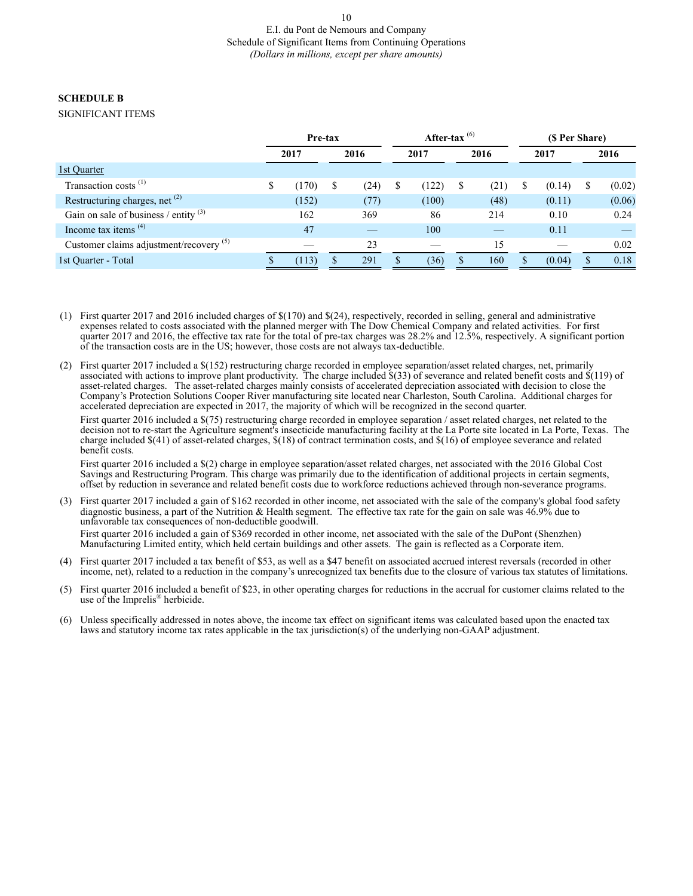E.I. du Pont de Nemours and Company
Schedule of Significant Items from Continuing Operations
*(Dollars in millions, except per share amounts)*

**SCHEDULE B**

SIGNIFICANT ITEMS

| | Pre-tax | | After-tax [(6)] | | ($ Per Share) | |
|---|---|---|---|---|---|---|
| | 2017 | 2016 | 2017 | 2016 | 2017 | 2016 |
| 1st Quarter | | | | | | |
| Transaction costs [(1)] | $ (170) | $ (24) | $ (122) | $ (21) | $ (0.14) | $ (0.02) |
| Restructuring charges, net [(2)] | (152) | (77) | (100) | (48) | (0.11) | (0.06) |
| Gain on sale of business / entity [(3)] | 162 | 369 | 86 | 214 | 0.10 | 0.24 |
| Income tax items [(4)] | 47 | — | 100 | — | 0.11 | — |
| Customer claims adjustment/recovery [(5)] | — | 23 | — | 15 | — | 0.02 |
| 1st Quarter - Total | $ (113) | $ 291 | $ (36) | $ 160 | $ (0.04) | $ 0.18 |

(1) First quarter 2017 and 2016 included charges of $(170) and $(24), respectively, recorded in selling, general and administrative expenses related to costs associated with the planned merger with The Dow Chemical Company and related activities. For first quarter 2017 and 2016, the effective tax rate for the total of pre-tax charges was 28.2% and 12.5%, respectively. A significant portion of the transaction costs are in the US; however, those costs are not always tax-deductible.

(2) First quarter 2017 included a $(152) restructuring charge recorded in employee separation/asset related charges, net, primarily associated with actions to improve plant productivity. The charge included $(33) of severance and related benefit costs and $(119) of asset-related charges. The asset-related charges mainly consists of accelerated depreciation associated with decision to close the Company's Protection Solutions Cooper River manufacturing site located near Charleston, South Carolina. Additional charges for accelerated depreciation are expected in 2017, the majority of which will be recognized in the second quarter.

First quarter 2016 included a $(75) restructuring charge recorded in employee separation / asset related charges, net related to the decision not to re-start the Agriculture segment's insecticide manufacturing facility at the La Porte site located in La Porte, Texas. The charge included $(41) of asset-related charges, $(18) of contract termination costs, and $(16) of employee severance and related benefit costs.

First quarter 2016 included a $(2) charge in employee separation/asset related charges, net associated with the 2016 Global Cost Savings and Restructuring Program. This charge was primarily due to the identification of additional projects in certain segments, offset by reduction in severance and related benefit costs due to workforce reductions achieved through non-severance programs.

(3) First quarter 2017 included a gain of $162 recorded in other income, net associated with the sale of the company's global food safety diagnostic business, a part of the Nutrition & Health segment. The effective tax rate for the gain on sale was 46.9% due to unfavorable tax consequences of non-deductible goodwill.

First quarter 2016 included a gain of $369 recorded in other income, net associated with the sale of the DuPont (Shenzhen) Manufacturing Limited entity, which held certain buildings and other assets. The gain is reflected as a Corporate item.

(4) First quarter 2017 included a tax benefit of $53, as well as a $47 benefit on associated accrued interest reversals (recorded in other income, net), related to a reduction in the company's unrecognized tax benefits due to the closure of various tax statutes of limitations.

(5) First quarter 2016 included a benefit of $23, in other operating charges for reductions in the accrual for customer claims related to the use of the Imprelis® herbicide.

(6) Unless specifically addressed in notes above, the income tax effect on significant items was calculated based upon the enacted tax laws and statutory income tax rates applicable in the tax jurisdiction(s) of the underlying non-GAAP adjustment.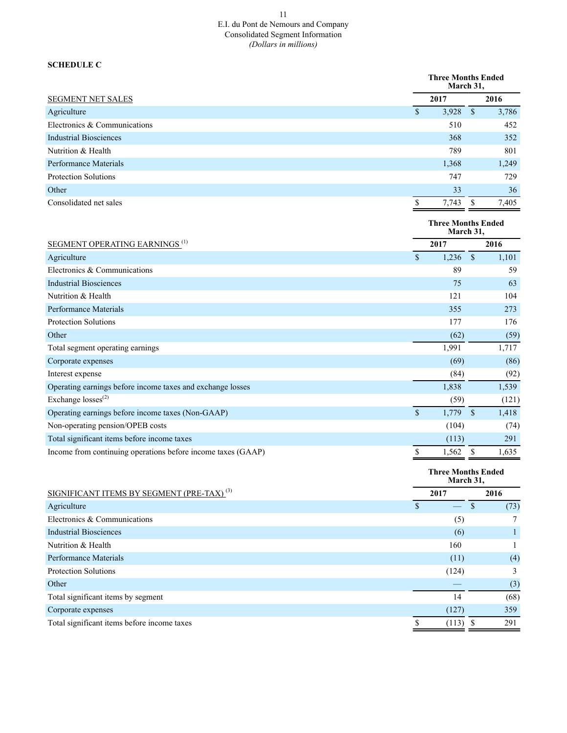# E.I. du Pont de Nemours and Company
## Consolidated Segment Information
*(Dollars in millions)*

**SCHEDULE C**

| | Three Months Ended March 31, | |
|---|---|---|
| SEGMENT NET SALES | 2017 | 2016 |
| Agriculture | $ 3,928 | $ 3,786 |
| Electronics & Communications | 510 | 452 |
| Industrial Biosciences | 368 | 352 |
| Nutrition & Health | 789 | 801 |
| Performance Materials | 1,368 | 1,249 |
| Protection Solutions | 747 | 729 |
| Other | 33 | 36 |
| Consolidated net sales | $ 7,743 | $ 7,405 |

| | Three Months Ended March 31, | |
|---|---|---|
| SEGMENT OPERATING EARNINGS [(1)] | 2017 | 2016 |
| Agriculture | $ 1,236 | $ 1,101 |
| Electronics & Communications | 89 | 59 |
| Industrial Biosciences | 75 | 63 |
| Nutrition & Health | 121 | 104 |
| Performance Materials | 355 | 273 |
| Protection Solutions | 177 | 176 |
| Other | (62) | (59) |
| Total segment operating earnings | 1,991 | 1,717 |
| Corporate expenses | (69) | (86) |
| Interest expense | (84) | (92) |
| Operating earnings before income taxes and exchange losses | 1,838 | 1,539 |
| Exchange losses[(2)] | (59) | (121) |
| Operating earnings before income taxes (Non-GAAP) | $ 1,779 | $ 1,418 |
| Non-operating pension/OPEB costs | (104) | (74) |
| Total significant items before income taxes | (113) | 291 |
| Income from continuing operations before income taxes (GAAP) | $ 1,562 | $ 1,635 |

| | Three Months Ended March 31, | |
|---|---|---|
| SIGNIFICANT ITEMS BY SEGMENT (PRE-TAX) [(3)] | 2017 | 2016 |
| Agriculture | $ — | $ (73) |
| Electronics & Communications | (5) | 7 |
| Industrial Biosciences | (6) | 1 |
| Nutrition & Health | 160 | 1 |
| Performance Materials | (11) | (4) |
| Protection Solutions | (124) | 3 |
| Other | — | (3) |
| Total significant items by segment | 14 | (68) |
| Corporate expenses | (127) | 359 |
| Total significant items before income taxes | $ (113) | $ 291 |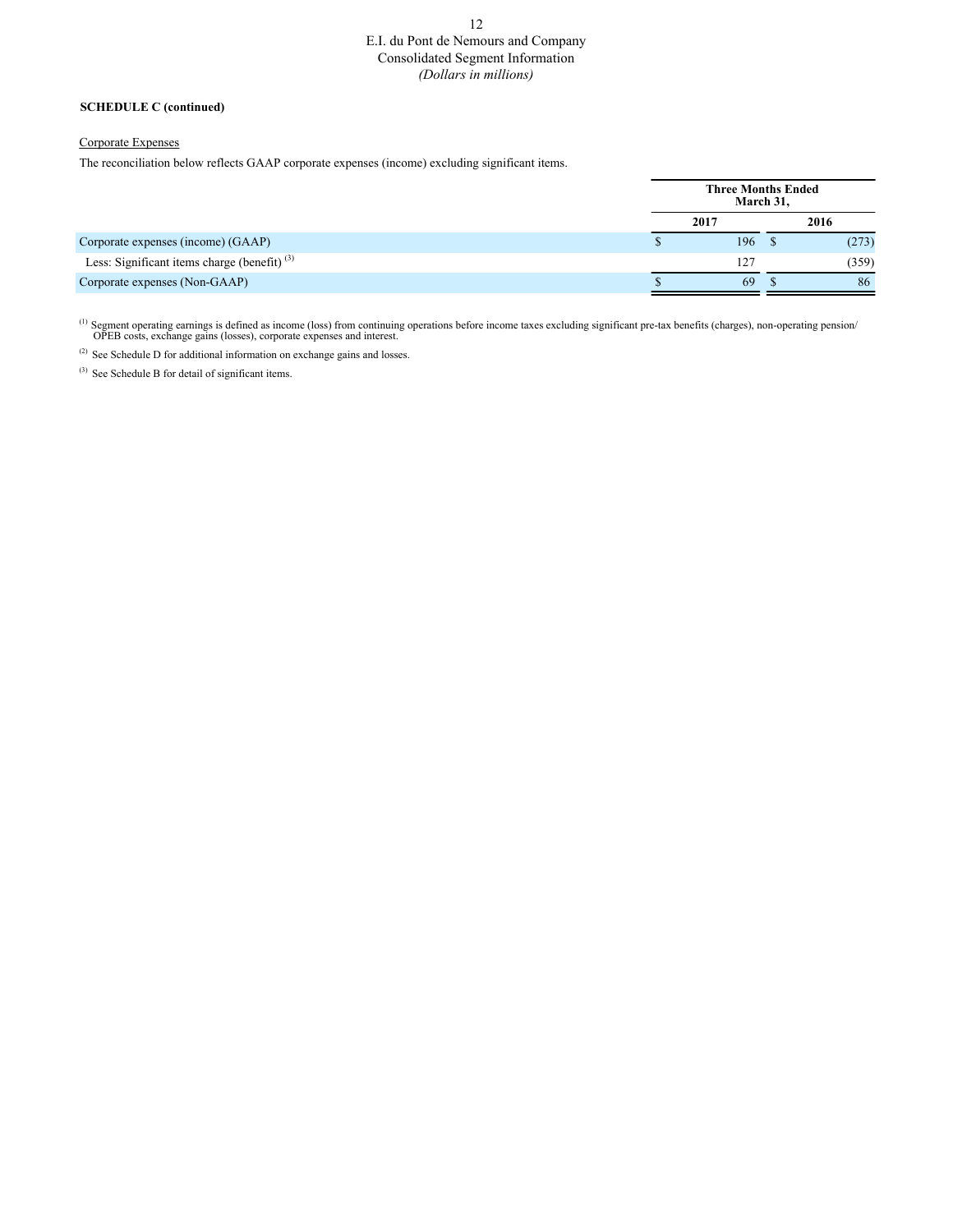E.I. du Pont de Nemours and Company
Consolidated Segment Information
*(Dollars in millions)*

**SCHEDULE C (continued)**

Corporate Expenses

The reconciliation below reflects GAAP corporate expenses (income) excluding significant items.

| | Three Months Ended March 31, | |
|---|---|---|
| | **2017** | **2016** |
| Corporate expenses (income) (GAAP) | $ 196 | $ (273) |
| Less: Significant items charge (benefit) [3] | 127 | (359) |
| Corporate expenses (Non-GAAP) | $ 69 | $ 86 |

[1] Segment operating earnings is defined as income (loss) from continuing operations before income taxes excluding significant pre-tax benefits (charges), non-operating pension/OPEB costs, exchange gains (losses), corporate expenses and interest.

[2] See Schedule D for additional information on exchange gains and losses.

[3] See Schedule B for detail of significant items.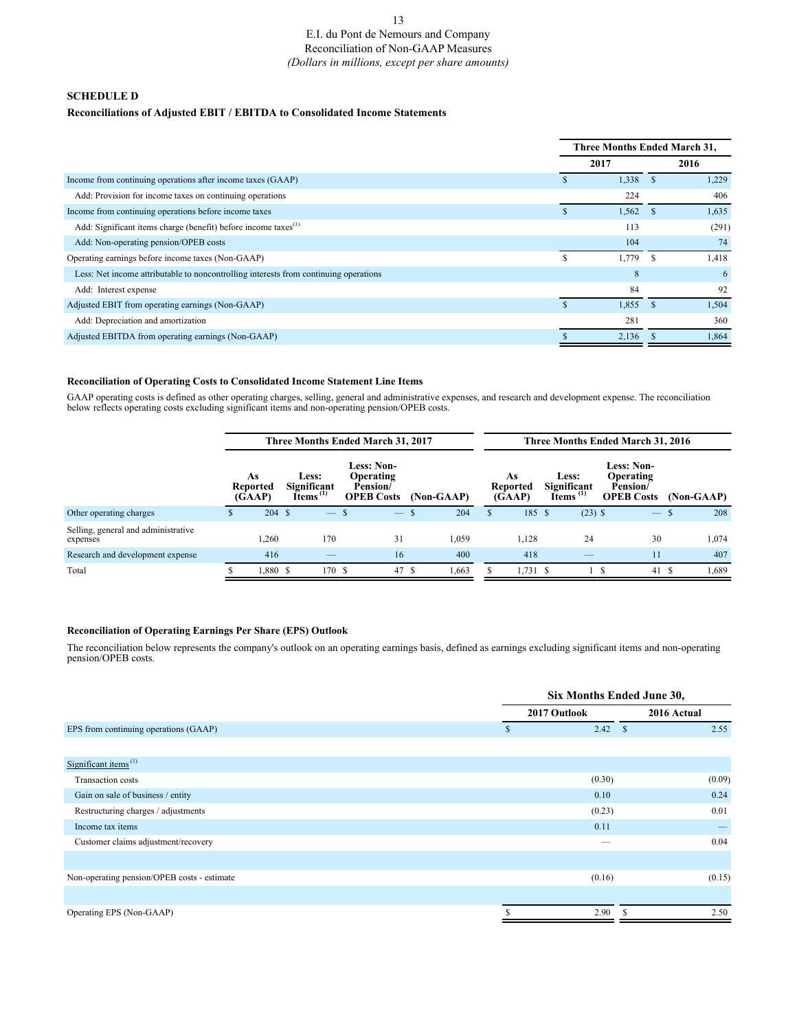E.I. du Pont de Nemours and Company
Reconciliation of Non-GAAP Measures
*(Dollars in millions, except per share amounts)*

**SCHEDULE D**

**Reconciliations of Adjusted EBIT / EBITDA to Consolidated Income Statements**

| | Three Months Ended March 31, | |
|---|---|---|
| | 2017 | 2016 |
| Income from continuing operations after income taxes (GAAP) | $ 1,338 | $ 1,229 |
| Add: Provision for income taxes on continuing operations | 224 | 406 |
| Income from continuing operations before income taxes | $ 1,562 | $ 1,635 |
| Add: Significant items charge (benefit) before income taxes[1] | 113 | (291) |
| Add: Non-operating pension/OPEB costs | 104 | 74 |
| Operating earnings before income taxes (Non-GAAP) | $ 1,779 | $ 1,418 |
| Less: Net income attributable to noncontrolling interests from continuing operations | 8 | 6 |
| Add: Interest expense | 84 | 92 |
| Adjusted EBIT from operating earnings (Non-GAAP) | $ 1,855 | $ 1,504 |
| Add: Depreciation and amortization | 281 | 360 |
| Adjusted EBITDA from operating earnings (Non-GAAP) | $ 2,136 | $ 1,864 |

**Reconciliation of Operating Costs to Consolidated Income Statement Line Items**

GAAP operating costs is defined as other operating charges, selling, general and administrative expenses, and research and development expense. The reconciliation below reflects operating costs excluding significant items and non-operating pension/OPEB costs.

| | Three Months Ended March 31, 2017 | | | | Three Months Ended March 31, 2016 | | | |
|---|---|---|---|---|---|---|---|---|
| | As Reported (GAAP) | Less: Significant Items[1] | Less: Non-Operating Pension/ OPEB Costs | (Non-GAAP) | As Reported (GAAP) | Less: Significant Items[1] | Less: Non-Operating Pension/ OPEB Costs | (Non-GAAP) |
| Other operating charges | $ 204 | $ — | $ — | $ 204 | $ 185 | $ (23) | $ — | $ 208 |
| Selling, general and administrative expenses | 1,260 | 170 | 31 | 1,059 | 1,128 | 24 | 30 | 1,074 |
| Research and development expense | 416 | — | 16 | 400 | 418 | — | 11 | 407 |
| Total | $ 1,880 | $ 170 | $ 47 | $ 1,663 | $ 1,731 | $ 1 | $ 41 | $ 1,689 |

**Reconciliation of Operating Earnings Per Share (EPS) Outlook**

The reconciliation below represents the company's outlook on an operating earnings basis, defined as earnings excluding significant items and non-operating pension/OPEB costs.

| | Six Months Ended June 30, | |
|---|---|---|
| | 2017 Outlook | 2016 Actual |
| EPS from continuing operations (GAAP) | $ 2.42 | $ 2.55 |
| | | |
| Significant items[1] | | |
| Transaction costs | (0.30) | (0.09) |
| Gain on sale of business / entity | 0.10 | 0.24 |
| Restructuring charges / adjustments | (0.23) | 0.01 |
| Income tax items | 0.11 | — |
| Customer claims adjustment/recovery | — | 0.04 |
| | | |
| Non-operating pension/OPEB costs - estimate | (0.16) | (0.15) |
| | | |
| Operating EPS (Non-GAAP) | $ 2.90 | $ 2.50 |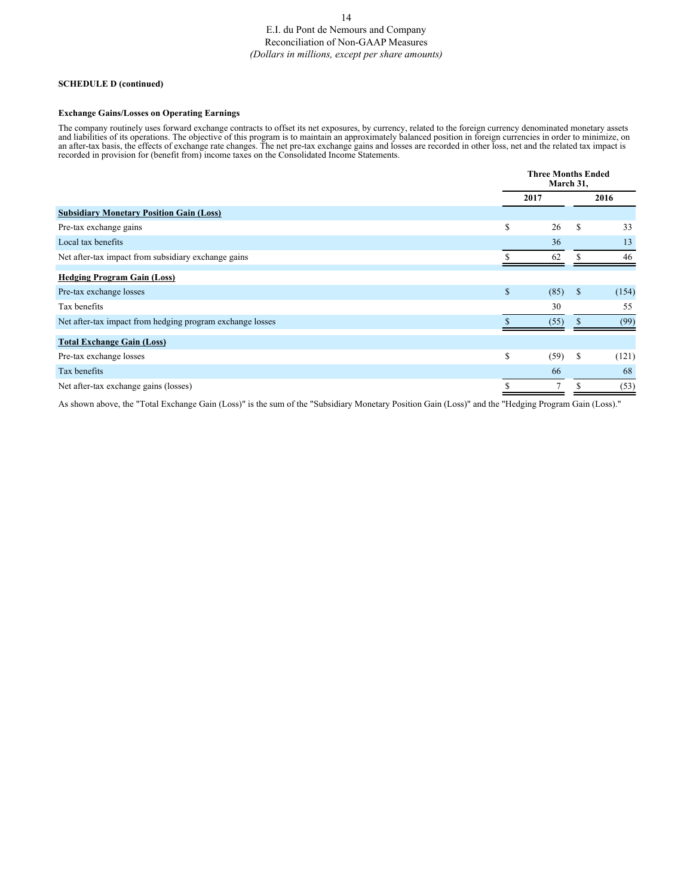E.I. du Pont de Nemours and Company
Reconciliation of Non-GAAP Measures
*(Dollars in millions, except per share amounts)*

**SCHEDULE D (continued)**

**Exchange Gains/Losses on Operating Earnings**

The company routinely uses forward exchange contracts to offset its net exposures, by currency, related to the foreign currency denominated monetary assets and liabilities of its operations. The objective of this program is to maintain an approximately balanced position in foreign currencies in order to minimize, on an after-tax basis, the effects of exchange rate changes. The net pre-tax exchange gains and losses are recorded in other loss, net and the related tax impact is recorded in provision for (benefit from) income taxes on the Consolidated Income Statements.

| | Three Months Ended March 31, | |
|---|---|---|
| | 2017 | 2016 |
| **Subsidiary Monetary Position Gain (Loss)** | | |
| Pre-tax exchange gains | $ 26 | $ 33 |
| Local tax benefits | 36 | 13 |
| Net after-tax impact from subsidiary exchange gains | $ 62 | $ 46 |
| **Hedging Program Gain (Loss)** | | |
| Pre-tax exchange losses | $ (85) | $ (154) |
| Tax benefits | 30 | 55 |
| Net after-tax impact from hedging program exchange losses | $ (55) | $ (99) |
| **Total Exchange Gain (Loss)** | | |
| Pre-tax exchange losses | $ (59) | $ (121) |
| Tax benefits | 66 | 68 |
| Net after-tax exchange gains (losses) | $ 7 | $ (53) |

As shown above, the "Total Exchange Gain (Loss)" is the sum of the "Subsidiary Monetary Position Gain (Loss)" and the "Hedging Program Gain (Loss)."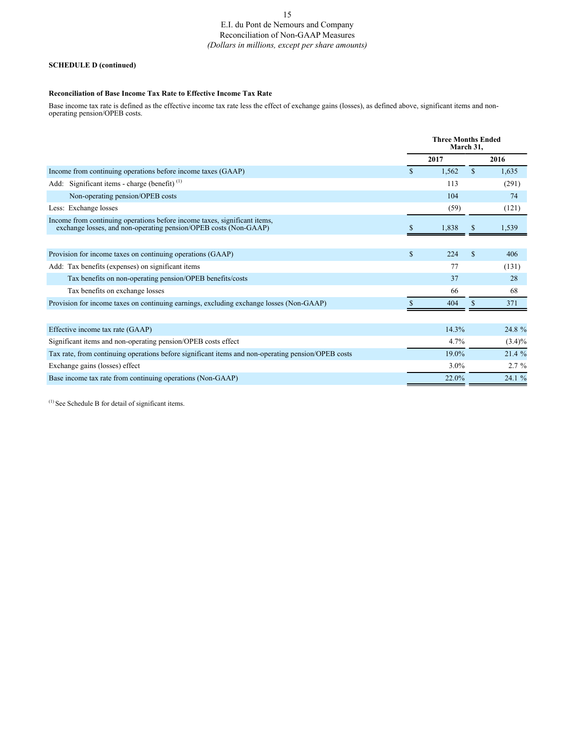# E.I. du Pont de Nemours and Company
## Reconciliation of Non-GAAP Measures
*(Dollars in millions, except per share amounts)*

**SCHEDULE D (continued)**

**Reconciliation of Base Income Tax Rate to Effective Income Tax Rate**

Base income tax rate is defined as the effective income tax rate less the effect of exchange gains (losses), as defined above, significant items and non-operating pension/OPEB costs.

| | Three Months Ended March 31, 2017 | Three Months Ended March 31, 2016 |
|---|---|---|
| Income from continuing operations before income taxes (GAAP) | $ 1,562 | $ 1,635 |
| Add: Significant items - charge (benefit) [1] | 113 | (291) |
| Non-operating pension/OPEB costs | 104 | 74 |
| Less: Exchange losses | (59) | (121) |
| Income from continuing operations before income taxes, significant items, exchange losses, and non-operating pension/OPEB costs (Non-GAAP) | $ 1,838 | $ 1,539 |
| | | |
| Provision for income taxes on continuing operations (GAAP) | $ 224 | $ 406 |
| Add: Tax benefits (expenses) on significant items | 77 | (131) |
| Tax benefits on non-operating pension/OPEB benefits/costs | 37 | 28 |
| Tax benefits on exchange losses | 66 | 68 |
| Provision for income taxes on continuing earnings, excluding exchange losses (Non-GAAP) | $ 404 | $ 371 |
| | | |
| Effective income tax rate (GAAP) | 14.3% | 24.8 % |
| Significant items and non-operating pension/OPEB costs effect | 4.7% | (3.4)% |
| Tax rate, from continuing operations before significant items and non-operating pension/OPEB costs | 19.0% | 21.4 % |
| Exchange gains (losses) effect | 3.0% | 2.7 % |
| Base income tax rate from continuing operations (Non-GAAP) | 22.0% | 24.1 % |

[1] See Schedule B for detail of significant items.